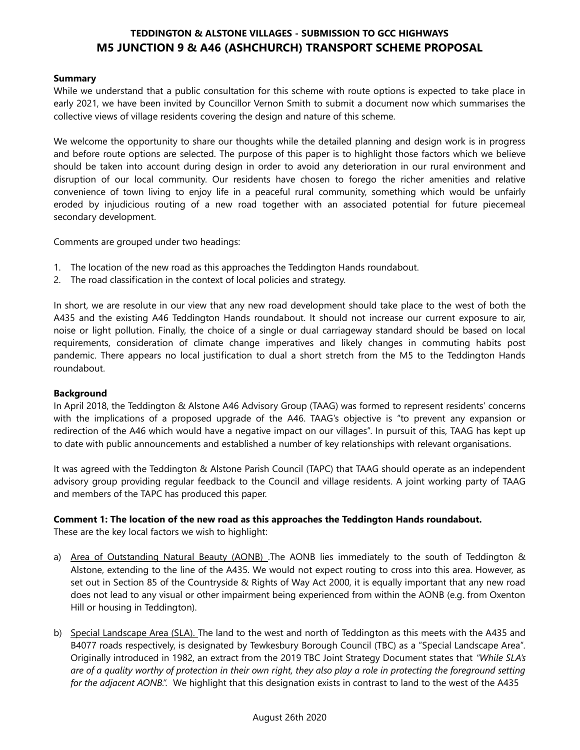# TEDDINGTON & ALSTONE VILLAGES - SUBMISSION TO GCC HIGHWAYS
## M5 JUNCTION 9 & A46 (ASHCHURCH) TRANSPORT SCHEME PROPOSAL

**Summary**

While we understand that a public consultation for this scheme with route options is expected to take place in early 2021, we have been invited by Councillor Vernon Smith to submit a document now which summarises the collective views of village residents covering the design and nature of this scheme.

We welcome the opportunity to share our thoughts while the detailed planning and design work is in progress and before route options are selected. The purpose of this paper is to highlight those factors which we believe should be taken into account during design in order to avoid any deterioration in our rural environment and disruption of our local community. Our residents have chosen to forego the richer amenities and relative convenience of town living to enjoy life in a peaceful rural community, something which would be unfairly eroded by injudicious routing of a new road together with an associated potential for future piecemeal secondary development.

Comments are grouped under two headings:

1. The location of the new road as this approaches the Teddington Hands roundabout.
2. The road classification in the context of local policies and strategy.

In short, we are resolute in our view that any new road development should take place to the west of both the A435 and the existing A46 Teddington Hands roundabout. It should not increase our current exposure to air, noise or light pollution. Finally, the choice of a single or dual carriageway standard should be based on local requirements, consideration of climate change imperatives and likely changes in commuting habits post pandemic. There appears no local justification to dual a short stretch from the M5 to the Teddington Hands roundabout.

**Background**

In April 2018, the Teddington & Alstone A46 Advisory Group (TAAG) was formed to represent residents' concerns with the implications of a proposed upgrade of the A46. TAAG's objective is "to prevent any expansion or redirection of the A46 which would have a negative impact on our villages". In pursuit of this, TAAG has kept up to date with public announcements and established a number of key relationships with relevant organisations.

It was agreed with the Teddington & Alstone Parish Council (TAPC) that TAAG should operate as an independent advisory group providing regular feedback to the Council and village residents. A joint working party of TAAG and members of the TAPC has produced this paper.

**Comment 1: The location of the new road as this approaches the Teddington Hands roundabout.**

These are the key local factors we wish to highlight:

a) Area of Outstanding Natural Beauty (AONB) .The AONB lies immediately to the south of Teddington & Alstone, extending to the line of the A435. We would not expect routing to cross into this area. However, as set out in Section 85 of the Countryside & Rights of Way Act 2000, it is equally important that any new road does not lead to any visual or other impairment being experienced from within the AONB (e.g. from Oxenton Hill or housing in Teddington).

b) Special Landscape Area (SLA). The land to the west and north of Teddington as this meets with the A435 and B4077 roads respectively, is designated by Tewkesbury Borough Council (TBC) as a "Special Landscape Area". Originally introduced in 1982, an extract from the 2019 TBC Joint Strategy Document states that *"While SLA's are of a quality worthy of protection in their own right, they also play a role in protecting the foreground setting for the adjacent AONB."*. We highlight that this designation exists in contrast to land to the west of the A435

August 26th 2020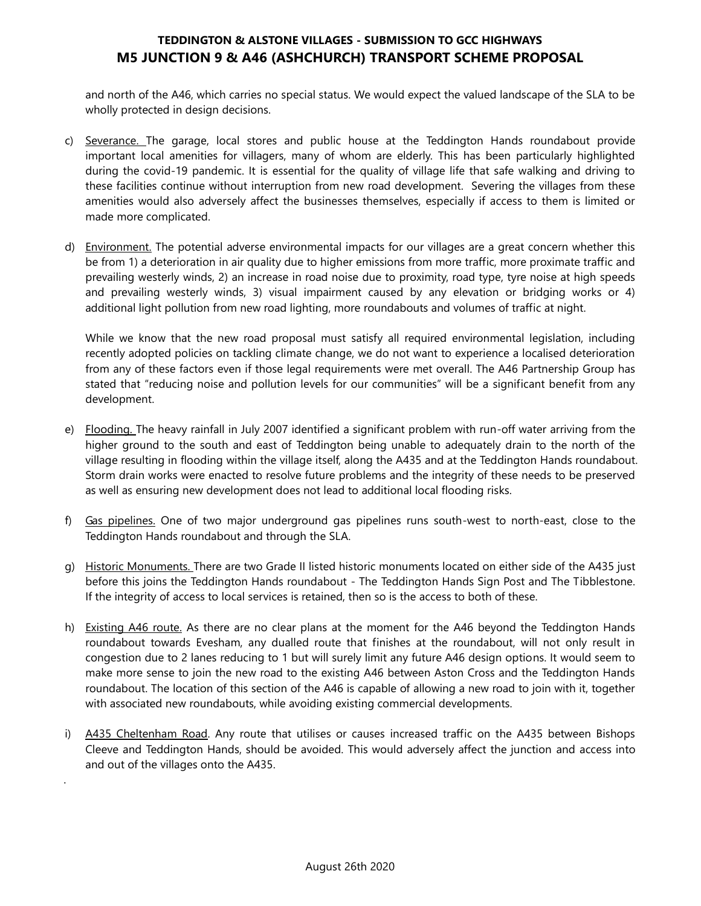and north of the A46, which carries no special status. We would expect the valued landscape of the SLA to be wholly protected in design decisions.

c) Severance. The garage, local stores and public house at the Teddington Hands roundabout provide important local amenities for villagers, many of whom are elderly. This has been particularly highlighted during the covid-19 pandemic. It is essential for the quality of village life that safe walking and driving to these facilities continue without interruption from new road development. Severing the villages from these amenities would also adversely affect the businesses themselves, especially if access to them is limited or made more complicated.

d) Environment. The potential adverse environmental impacts for our villages are a great concern whether this be from 1) a deterioration in air quality due to higher emissions from more traffic, more proximate traffic and prevailing westerly winds, 2) an increase in road noise due to proximity, road type, tyre noise at high speeds and prevailing westerly winds, 3) visual impairment caused by any elevation or bridging works or 4) additional light pollution from new road lighting, more roundabouts and volumes of traffic at night.

   While we know that the new road proposal must satisfy all required environmental legislation, including recently adopted policies on tackling climate change, we do not want to experience a localised deterioration from any of these factors even if those legal requirements were met overall. The A46 Partnership Group has stated that "reducing noise and pollution levels for our communities" will be a significant benefit from any development.

e) Flooding. The heavy rainfall in July 2007 identified a significant problem with run-off water arriving from the higher ground to the south and east of Teddington being unable to adequately drain to the north of the village resulting in flooding within the village itself, along the A435 and at the Teddington Hands roundabout. Storm drain works were enacted to resolve future problems and the integrity of these needs to be preserved as well as ensuring new development does not lead to additional local flooding risks.

f) Gas pipelines. One of two major underground gas pipelines runs south-west to north-east, close to the Teddington Hands roundabout and through the SLA.

g) Historic Monuments. There are two Grade II listed historic monuments located on either side of the A435 just before this joins the Teddington Hands roundabout - The Teddington Hands Sign Post and The Tibblestone. If the integrity of access to local services is retained, then so is the access to both of these.

h) Existing A46 route. As there are no clear plans at the moment for the A46 beyond the Teddington Hands roundabout towards Evesham, any dualled route that finishes at the roundabout, will not only result in congestion due to 2 lanes reducing to 1 but will surely limit any future A46 design options. It would seem to make more sense to join the new road to the existing A46 between Aston Cross and the Teddington Hands roundabout. The location of this section of the A46 is capable of allowing a new road to join with it, together with associated new roundabouts, while avoiding existing commercial developments.

i) A435 Cheltenham Road. Any route that utilises or causes increased traffic on the A435 between Bishops Cleeve and Teddington Hands, should be avoided. This would adversely affect the junction and access into and out of the villages onto the A435.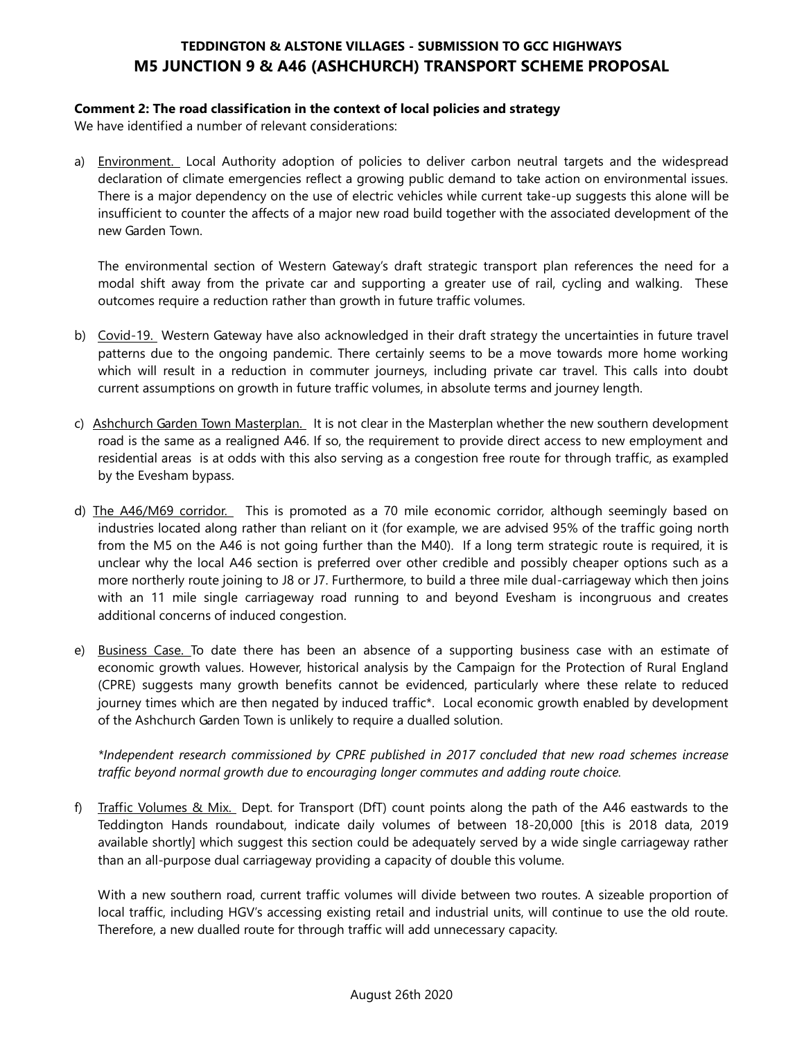**TEDDINGTON & ALSTONE VILLAGES - SUBMISSION TO GCC HIGHWAYS**
**M5 JUNCTION 9 & A46 (ASHCHURCH) TRANSPORT SCHEME PROPOSAL**

**Comment 2: The road classification in the context of local policies and strategy**
We have identified a number of relevant considerations:

a) Environment. Local Authority adoption of policies to deliver carbon neutral targets and the widespread declaration of climate emergencies reflect a growing public demand to take action on environmental issues. There is a major dependency on the use of electric vehicles while current take-up suggests this alone will be insufficient to counter the affects of a major new road build together with the associated development of the new Garden Town.

   The environmental section of Western Gateway's draft strategic transport plan references the need for a modal shift away from the private car and supporting a greater use of rail, cycling and walking. These outcomes require a reduction rather than growth in future traffic volumes.

b) Covid-19. Western Gateway have also acknowledged in their draft strategy the uncertainties in future travel patterns due to the ongoing pandemic. There certainly seems to be a move towards more home working which will result in a reduction in commuter journeys, including private car travel. This calls into doubt current assumptions on growth in future traffic volumes, in absolute terms and journey length.

c) Ashchurch Garden Town Masterplan. It is not clear in the Masterplan whether the new southern development road is the same as a realigned A46. If so, the requirement to provide direct access to new employment and residential areas is at odds with this also serving as a congestion free route for through traffic, as exampled by the Evesham bypass.

d) The A46/M69 corridor. This is promoted as a 70 mile economic corridor, although seemingly based on industries located along rather than reliant on it (for example, we are advised 95% of the traffic going north from the M5 on the A46 is not going further than the M40). If a long term strategic route is required, it is unclear why the local A46 section is preferred over other credible and possibly cheaper options such as a more northerly route joining to J8 or J7. Furthermore, to build a three mile dual-carriageway which then joins with an 11 mile single carriageway road running to and beyond Evesham is incongruous and creates additional concerns of induced congestion.

e) Business Case. To date there has been an absence of a supporting business case with an estimate of economic growth values. However, historical analysis by the Campaign for the Protection of Rural England (CPRE) suggests many growth benefits cannot be evidenced, particularly where these relate to reduced journey times which are then negated by induced traffic*. Local economic growth enabled by development of the Ashchurch Garden Town is unlikely to require a dualled solution.

   *\*Independent research commissioned by CPRE published in 2017 concluded that new road schemes increase traffic beyond normal growth due to encouraging longer commutes and adding route choice.*

f) Traffic Volumes & Mix. Dept. for Transport (DfT) count points along the path of the A46 eastwards to the Teddington Hands roundabout, indicate daily volumes of between 18-20,000 [this is 2018 data, 2019 available shortly] which suggest this section could be adequately served by a wide single carriageway rather than an all-purpose dual carriageway providing a capacity of double this volume.

   With a new southern road, current traffic volumes will divide between two routes. A sizeable proportion of local traffic, including HGV's accessing existing retail and industrial units, will continue to use the old route. Therefore, a new dualled route for through traffic will add unnecessary capacity.

August 26th 2020